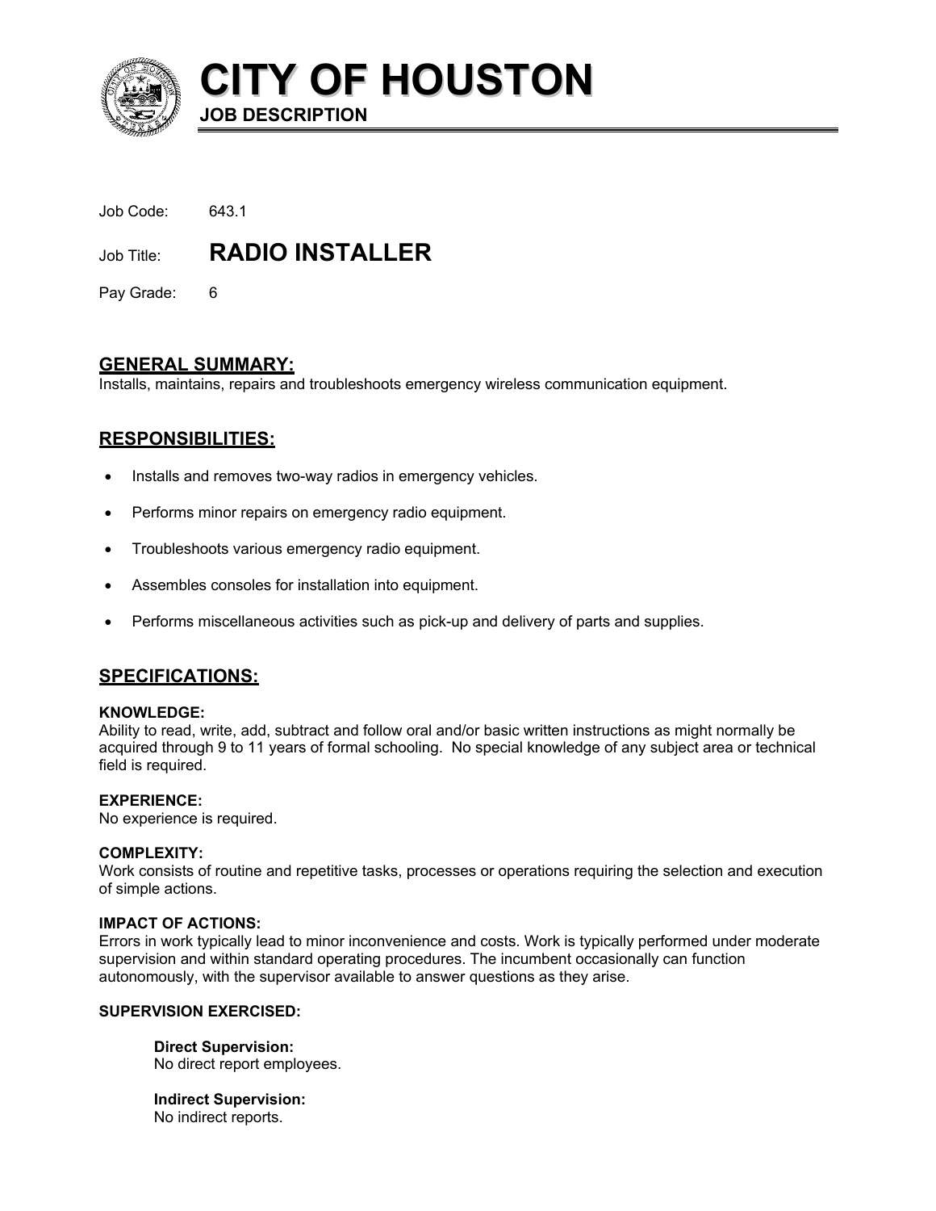# CITY OF HOUSTON

**JOB DESCRIPTION**

Job Code: 643.1

Job Title: **RADIO INSTALLER**

Pay Grade: 6

## GENERAL SUMMARY:

Installs, maintains, repairs and troubleshoots emergency wireless communication equipment.

## RESPONSIBILITIES:

- Installs and removes two-way radios in emergency vehicles.
- Performs minor repairs on emergency radio equipment.
- Troubleshoots various emergency radio equipment.
- Assembles consoles for installation into equipment.
- Performs miscellaneous activities such as pick-up and delivery of parts and supplies.

## SPECIFICATIONS:

**KNOWLEDGE:**
Ability to read, write, add, subtract and follow oral and/or basic written instructions as might normally be acquired through 9 to 11 years of formal schooling. No special knowledge of any subject area or technical field is required.

**EXPERIENCE:**
No experience is required.

**COMPLEXITY:**
Work consists of routine and repetitive tasks, processes or operations requiring the selection and execution of simple actions.

**IMPACT OF ACTIONS:**
Errors in work typically lead to minor inconvenience and costs. Work is typically performed under moderate supervision and within standard operating procedures. The incumbent occasionally can function autonomously, with the supervisor available to answer questions as they arise.

**SUPERVISION EXERCISED:**

**Direct Supervision:**
No direct report employees.

**Indirect Supervision:**
No indirect reports.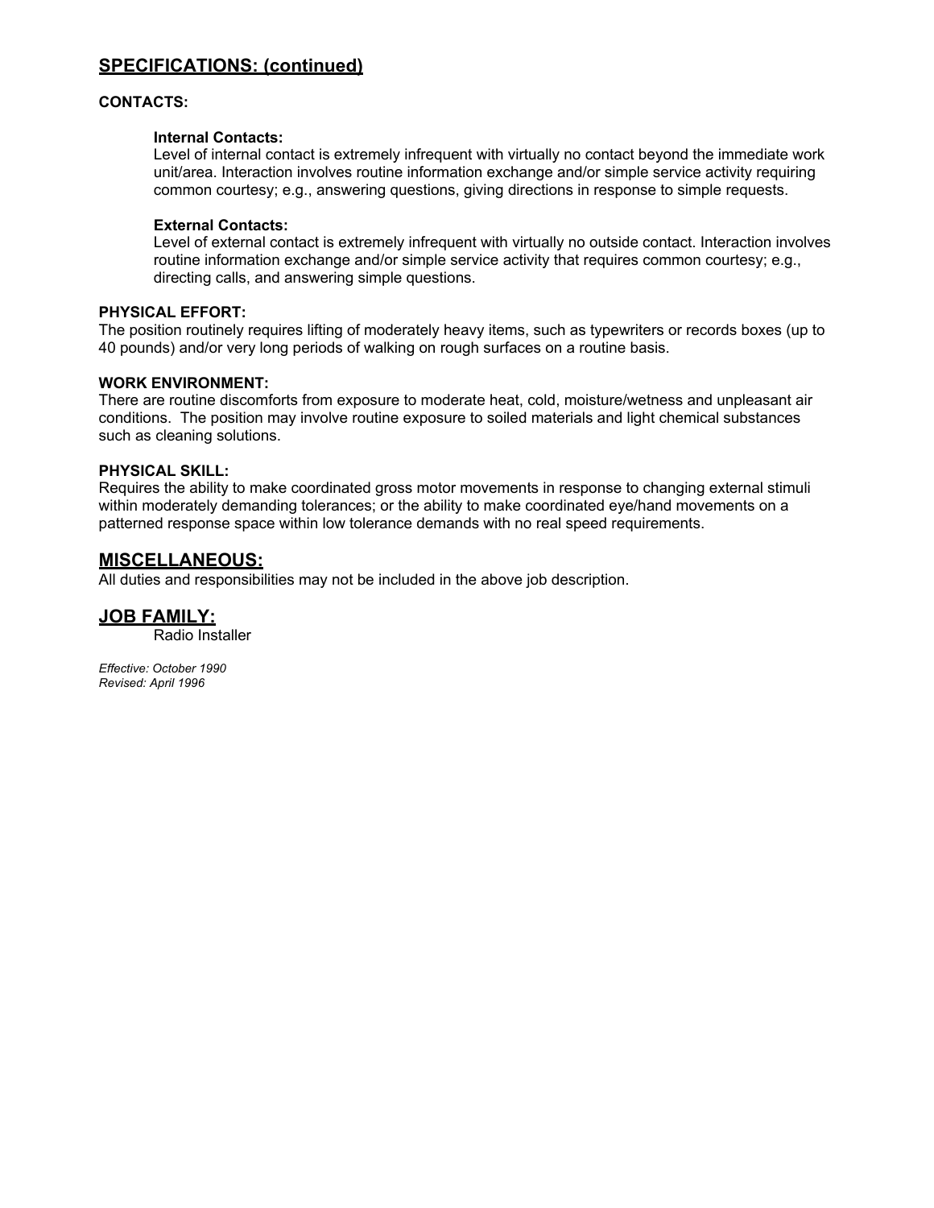## SPECIFICATIONS: (continued)

### CONTACTS:

**Internal Contacts:**
Level of internal contact is extremely infrequent with virtually no contact beyond the immediate work unit/area. Interaction involves routine information exchange and/or simple service activity requiring common courtesy; e.g., answering questions, giving directions in response to simple requests.

**External Contacts:**
Level of external contact is extremely infrequent with virtually no outside contact. Interaction involves routine information exchange and/or simple service activity that requires common courtesy; e.g., directing calls, and answering simple questions.

### PHYSICAL EFFORT:

The position routinely requires lifting of moderately heavy items, such as typewriters or records boxes (up to 40 pounds) and/or very long periods of walking on rough surfaces on a routine basis.

### WORK ENVIRONMENT:

There are routine discomforts from exposure to moderate heat, cold, moisture/wetness and unpleasant air conditions. The position may involve routine exposure to soiled materials and light chemical substances such as cleaning solutions.

### PHYSICAL SKILL:

Requires the ability to make coordinated gross motor movements in response to changing external stimuli within moderately demanding tolerances; or the ability to make coordinated eye/hand movements on a patterned response space within low tolerance demands with no real speed requirements.

## MISCELLANEOUS:

All duties and responsibilities may not be included in the above job description.

## JOB FAMILY:

Radio Installer

*Effective: October 1990*
*Revised: April 1996*